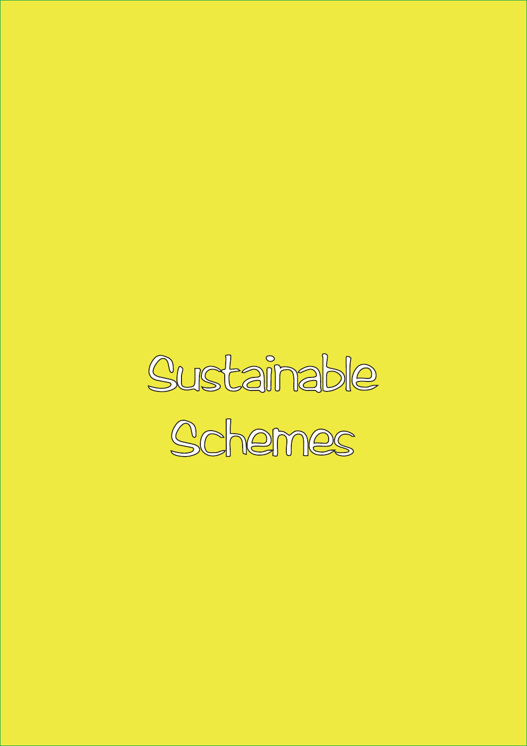# Sustainable Schemes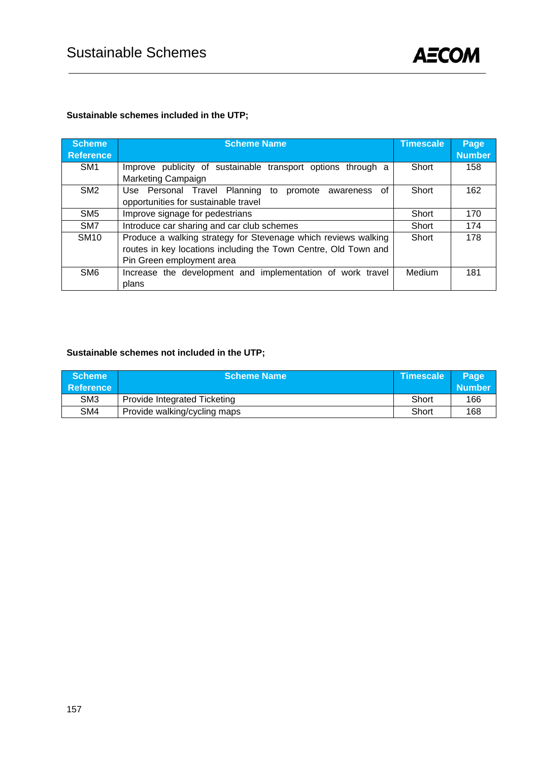# Sustainable Schemes

**Sustainable schemes included in the UTP;**

| Scheme Reference | Scheme Name | Timescale | Page Number |
|---|---|---|---|
| SM1 | Improve publicity of sustainable transport options through a Marketing Campaign | Short | 158 |
| SM2 | Use Personal Travel Planning to promote awareness of opportunities for sustainable travel | Short | 162 |
| SM5 | Improve signage for pedestrians | Short | 170 |
| SM7 | Introduce car sharing and car club schemes | Short | 174 |
| SM10 | Produce a walking strategy for Stevenage which reviews walking routes in key locations including the Town Centre, Old Town and Pin Green employment area | Short | 178 |
| SM6 | Increase the development and implementation of work travel plans | Medium | 181 |

**Sustainable schemes not included in the UTP;**

| Scheme Reference | Scheme Name | Timescale | Page Number |
|---|---|---|---|
| SM3 | Provide Integrated Ticketing | Short | 166 |
| SM4 | Provide walking/cycling maps | Short | 168 |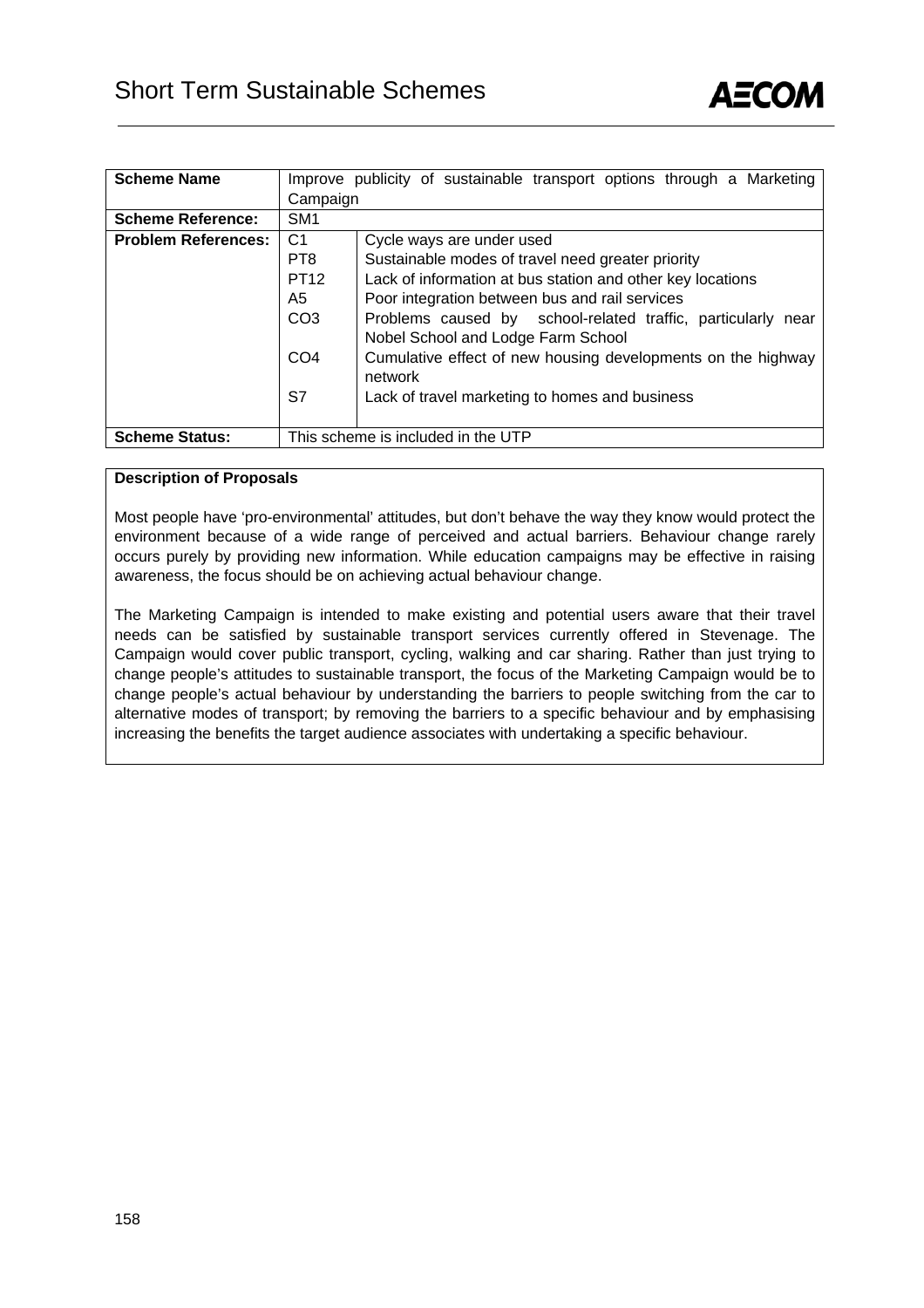# Short Term Sustainable Schemes

| **Scheme Name** | Improve publicity of sustainable transport options through a Marketing Campaign | |
|---|---|---|
| **Scheme Reference:** | SM1 | |
| **Problem References:** | C1 | Cycle ways are under used |
| | PT8 | Sustainable modes of travel need greater priority |
| | PT12 | Lack of information at bus station and other key locations |
| | A5 | Poor integration between bus and rail services |
| | CO3 | Problems caused by school-related traffic, particularly near Nobel School and Lodge Farm School |
| | CO4 | Cumulative effect of new housing developments on the highway network |
| | S7 | Lack of travel marketing to homes and business |
| **Scheme Status:** | This scheme is included in the UTP | |

**Description of Proposals**

Most people have 'pro-environmental' attitudes, but don't behave the way they know would protect the environment because of a wide range of perceived and actual barriers. Behaviour change rarely occurs purely by providing new information. While education campaigns may be effective in raising awareness, the focus should be on achieving actual behaviour change.

The Marketing Campaign is intended to make existing and potential users aware that their travel needs can be satisfied by sustainable transport services currently offered in Stevenage. The Campaign would cover public transport, cycling, walking and car sharing. Rather than just trying to change people's attitudes to sustainable transport, the focus of the Marketing Campaign would be to change people's actual behaviour by understanding the barriers to people switching from the car to alternative modes of transport; by removing the barriers to a specific behaviour and by emphasising increasing the benefits the target audience associates with undertaking a specific behaviour.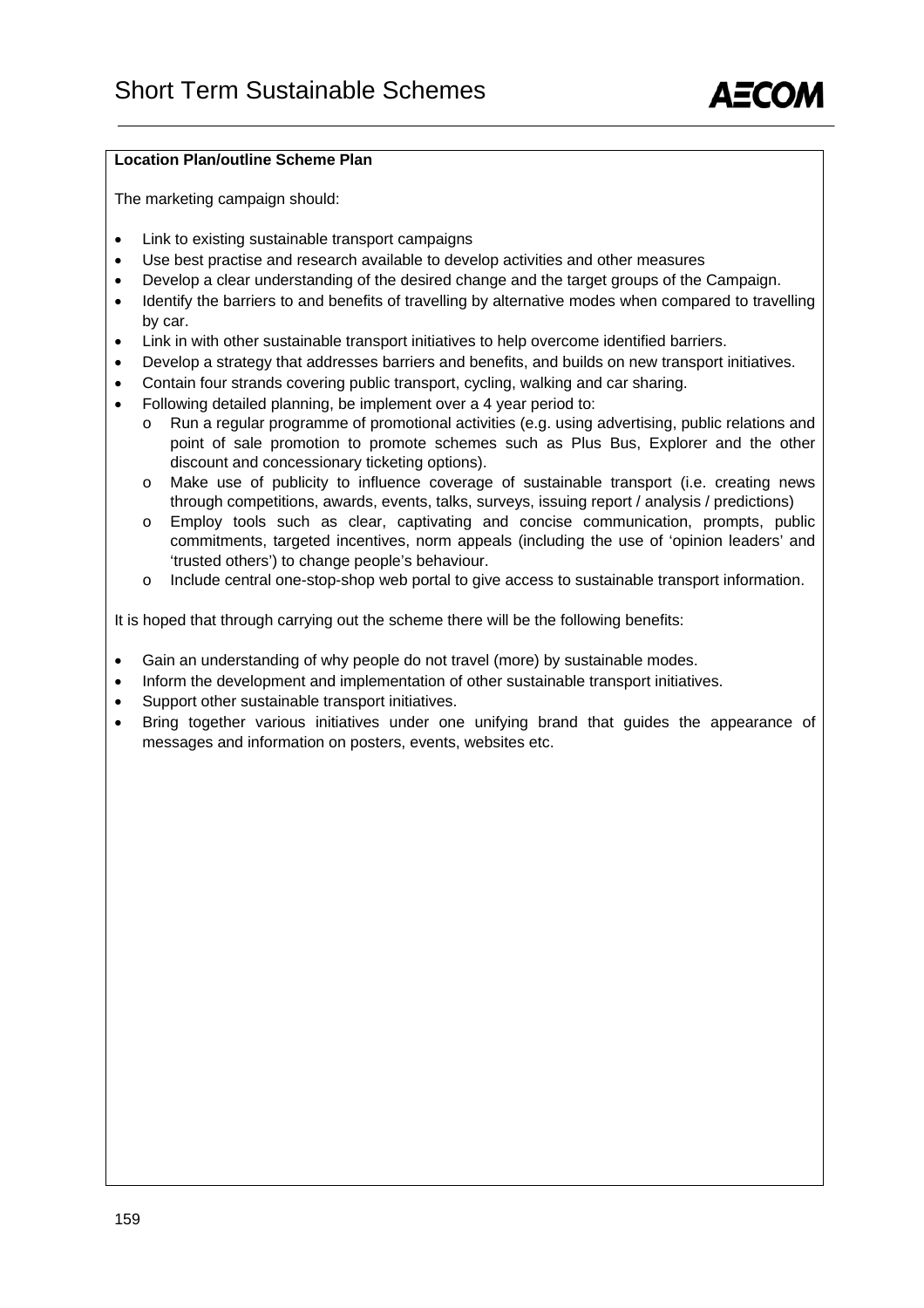**Location Plan/outline Scheme Plan**

The marketing campaign should:

- Link to existing sustainable transport campaigns
- Use best practise and research available to develop activities and other measures
- Develop a clear understanding of the desired change and the target groups of the Campaign.
- Identify the barriers to and benefits of travelling by alternative modes when compared to travelling by car.
- Link in with other sustainable transport initiatives to help overcome identified barriers.
- Develop a strategy that addresses barriers and benefits, and builds on new transport initiatives.
- Contain four strands covering public transport, cycling, walking and car sharing.
- Following detailed planning, be implement over a 4 year period to:
  - Run a regular programme of promotional activities (e.g. using advertising, public relations and point of sale promotion to promote schemes such as Plus Bus, Explorer and the other discount and concessionary ticketing options).
  - Make use of publicity to influence coverage of sustainable transport (i.e. creating news through competitions, awards, events, talks, surveys, issuing report / analysis / predictions)
  - Employ tools such as clear, captivating and concise communication, prompts, public commitments, targeted incentives, norm appeals (including the use of 'opinion leaders' and 'trusted others') to change people's behaviour.
  - Include central one-stop-shop web portal to give access to sustainable transport information.

It is hoped that through carrying out the scheme there will be the following benefits:

- Gain an understanding of why people do not travel (more) by sustainable modes.
- Inform the development and implementation of other sustainable transport initiatives.
- Support other sustainable transport initiatives.
- Bring together various initiatives under one unifying brand that guides the appearance of messages and information on posters, events, websites etc.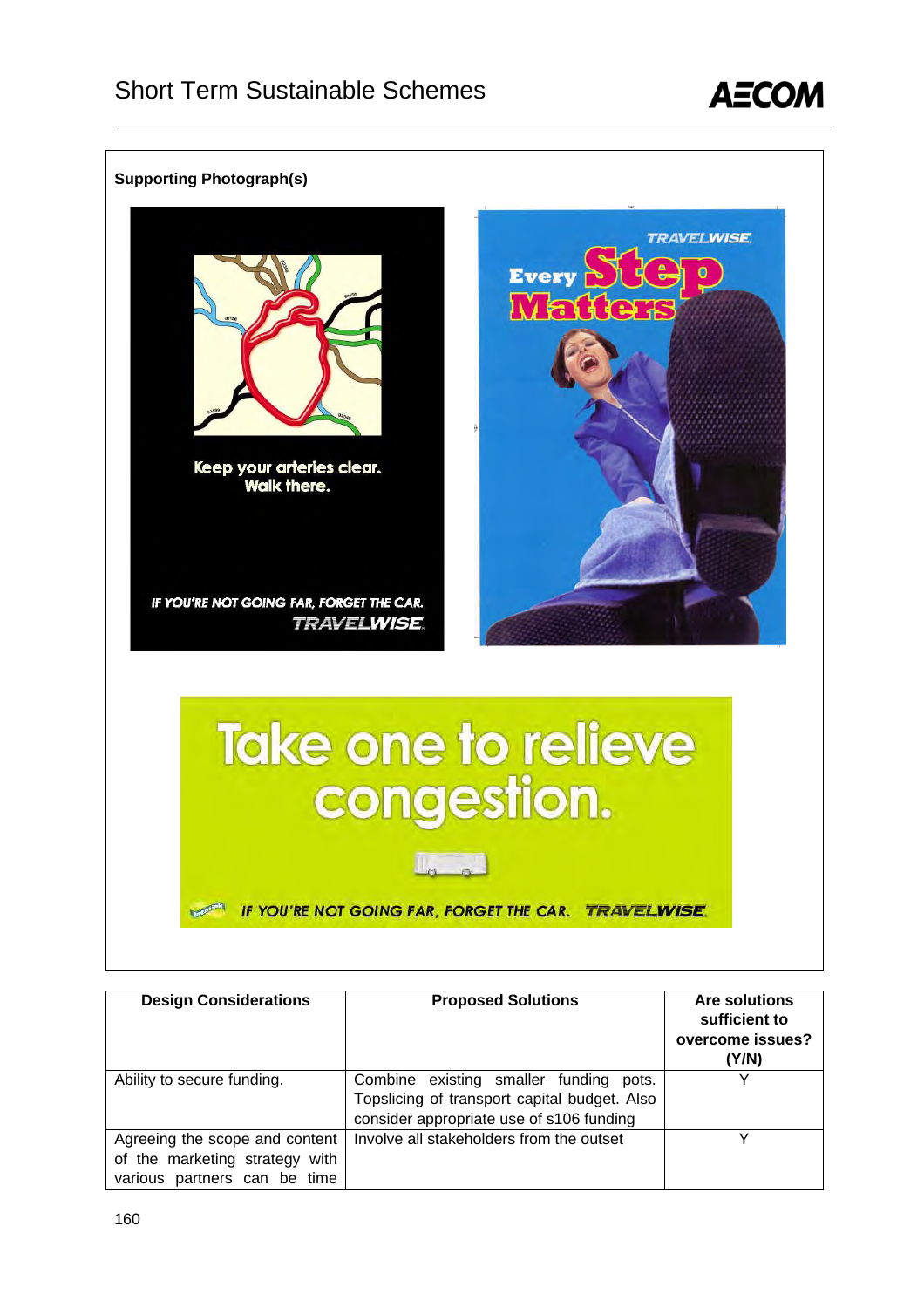**Supporting Photograph(s)**

Keep your arteries clear. Walk there.

IF YOU'RE NOT GOING FAR, FORGET THE CAR. TRAVELWISE

TRAVELWISE Every Step Matters

Take one to relieve congestion.

IF YOU'RE NOT GOING FAR, FORGET THE CAR. TRAVELWISE

| Design Considerations | Proposed Solutions | Are solutions sufficient to overcome issues? (Y/N) |
|---|---|---|
| Ability to secure funding. | Combine existing smaller funding pots. Topslicing of transport capital budget. Also consider appropriate use of s106 funding | Y |
| Agreeing the scope and content of the marketing strategy with various partners can be time | Involve all stakeholders from the outset | Y |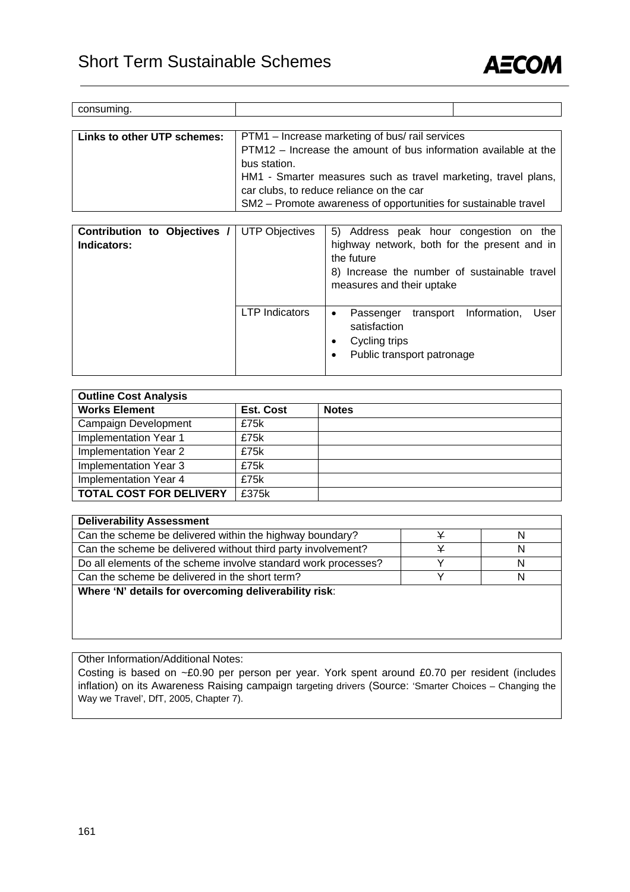| consuming. | | |
|---|---|---|

| Links to other UTP schemes: | PTM1 – Increase marketing of bus/ rail services<br>PTM12 – Increase the amount of bus information available at the bus station.<br>HM1 - Smarter measures such as travel marketing, travel plans, car clubs, to reduce reliance on the car<br>SM2 – Promote awareness of opportunities for sustainable travel |
|---|---|

| Contribution to Objectives / Indicators: | UTP Objectives | 5) Address peak hour congestion on the highway network, both for the present and in the future<br>8) Increase the number of sustainable travel measures and their uptake |
|---|---|---|
| | LTP Indicators | • Passenger transport Information, User satisfaction<br>• Cycling trips<br>• Public transport patronage |

| Outline Cost Analysis | | |
|---|---|---|
| **Works Element** | **Est. Cost** | **Notes** |
| Campaign Development | £75k | |
| Implementation Year 1 | £75k | |
| Implementation Year 2 | £75k | |
| Implementation Year 3 | £75k | |
| Implementation Year 4 | £75k | |
| **TOTAL COST FOR DELIVERY** | £375k | |

| Deliverability Assessment | | |
|---|---|---|
| Can the scheme be delivered within the highway boundary? | ~~Y~~ | N |
| Can the scheme be delivered without third party involvement? | ~~Y~~ | N |
| Do all elements of the scheme involve standard work processes? | Y | N |
| Can the scheme be delivered in the short term? | Y | N |
| **Where 'N' details for overcoming deliverability risk**: | | |

Other Information/Additional Notes:
Costing is based on ~£0.90 per person per year. York spent around £0.70 per resident (includes inflation) on its Awareness Raising campaign targeting drivers (Source: 'Smarter Choices – Changing the Way we Travel', DfT, 2005, Chapter 7).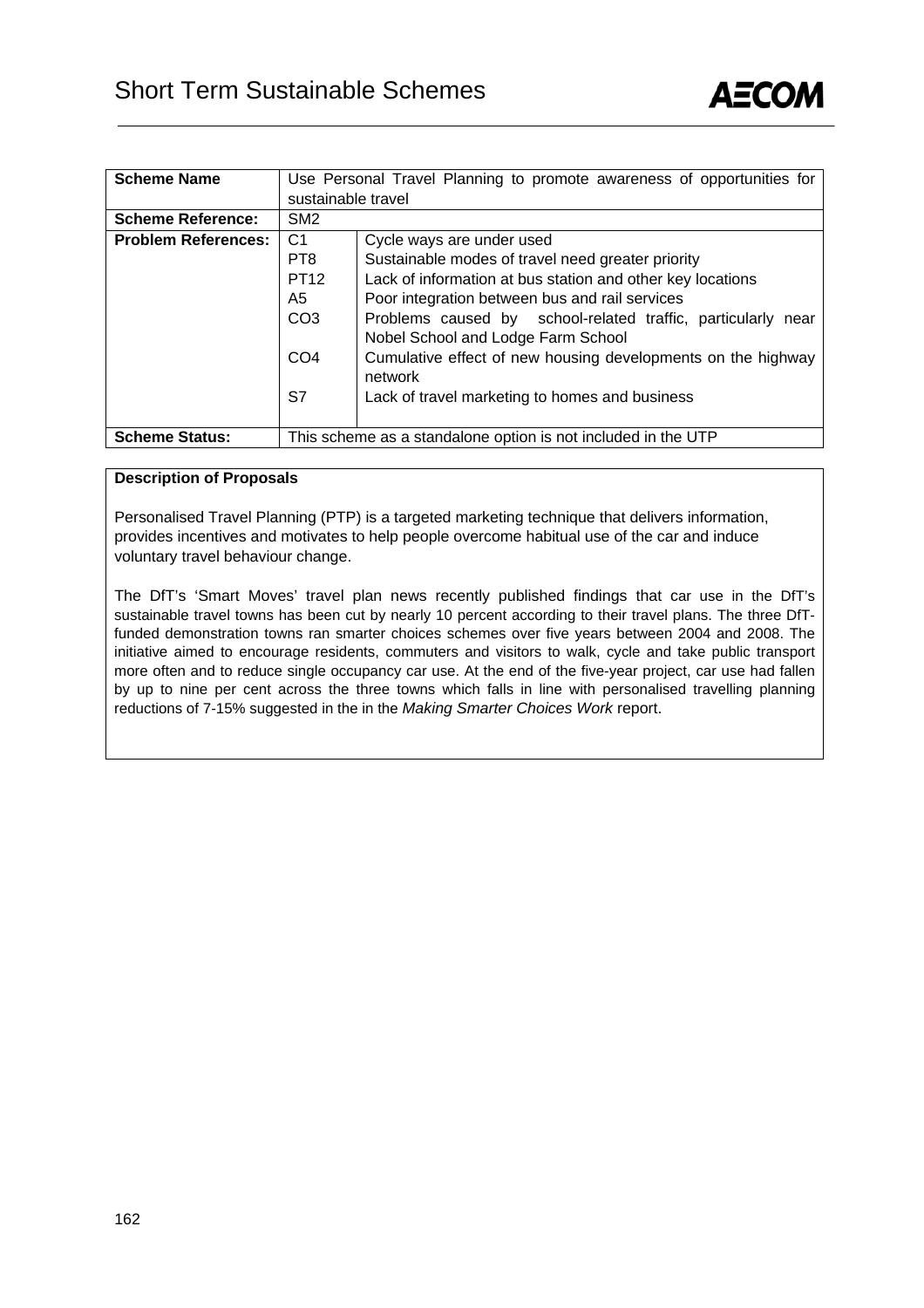# Short Term Sustainable Schemes

| **Scheme Name** | Use Personal Travel Planning to promote awareness of opportunities for sustainable travel | |
|---|---|---|
| **Scheme Reference:** | SM2 | |
| **Problem References:** | C1 | Cycle ways are under used |
| | PT8 | Sustainable modes of travel need greater priority |
| | PT12 | Lack of information at bus station and other key locations |
| | A5 | Poor integration between bus and rail services |
| | CO3 | Problems caused by school-related traffic, particularly near Nobel School and Lodge Farm School |
| | CO4 | Cumulative effect of new housing developments on the highway network |
| | S7 | Lack of travel marketing to homes and business |
| **Scheme Status:** | This scheme as a standalone option is not included in the UTP | |

**Description of Proposals**

Personalised Travel Planning (PTP) is a targeted marketing technique that delivers information, provides incentives and motivates to help people overcome habitual use of the car and induce voluntary travel behaviour change.

The DfT's 'Smart Moves' travel plan news recently published findings that car use in the DfT's sustainable travel towns has been cut by nearly 10 percent according to their travel plans. The three DfT-funded demonstration towns ran smarter choices schemes over five years between 2004 and 2008. The initiative aimed to encourage residents, commuters and visitors to walk, cycle and take public transport more often and to reduce single occupancy car use. At the end of the five-year project, car use had fallen by up to nine per cent across the three towns which falls in line with personalised travelling planning reductions of 7-15% suggested in the in the *Making Smarter Choices Work* report.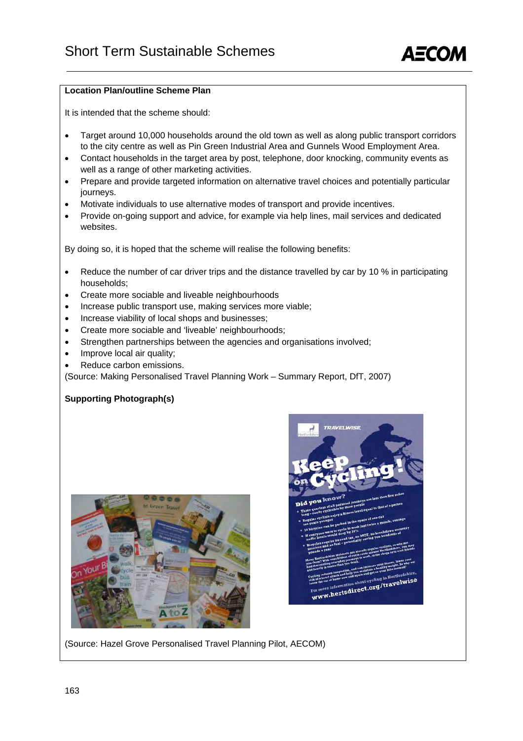**Location Plan/outline Scheme Plan**

It is intended that the scheme should:

- Target around 10,000 households around the old town as well as along public transport corridors to the city centre as well as Pin Green Industrial Area and Gunnels Wood Employment Area.
- Contact households in the target area by post, telephone, door knocking, community events as well as a range of other marketing activities.
- Prepare and provide targeted information on alternative travel choices and potentially particular journeys.
- Motivate individuals to use alternative modes of transport and provide incentives.
- Provide on-going support and advice, for example via help lines, mail services and dedicated websites.

By doing so, it is hoped that the scheme will realise the following benefits:

- Reduce the number of car driver trips and the distance travelled by car by 10 % in participating households;
- Create more sociable and liveable neighbourhoods
- Increase public transport use, making services more viable;
- Increase viability of local shops and businesses;
- Create more sociable and 'liveable' neighbourhoods;
- Strengthen partnerships between the agencies and organisations involved;
- Improve local air quality;
- Reduce carbon emissions.

(Source: Making Personalised Travel Planning Work – Summary Report, DfT, 2007)

**Supporting Photograph(s)**

(Source: Hazel Grove Personalised Travel Planning Pilot, AECOM)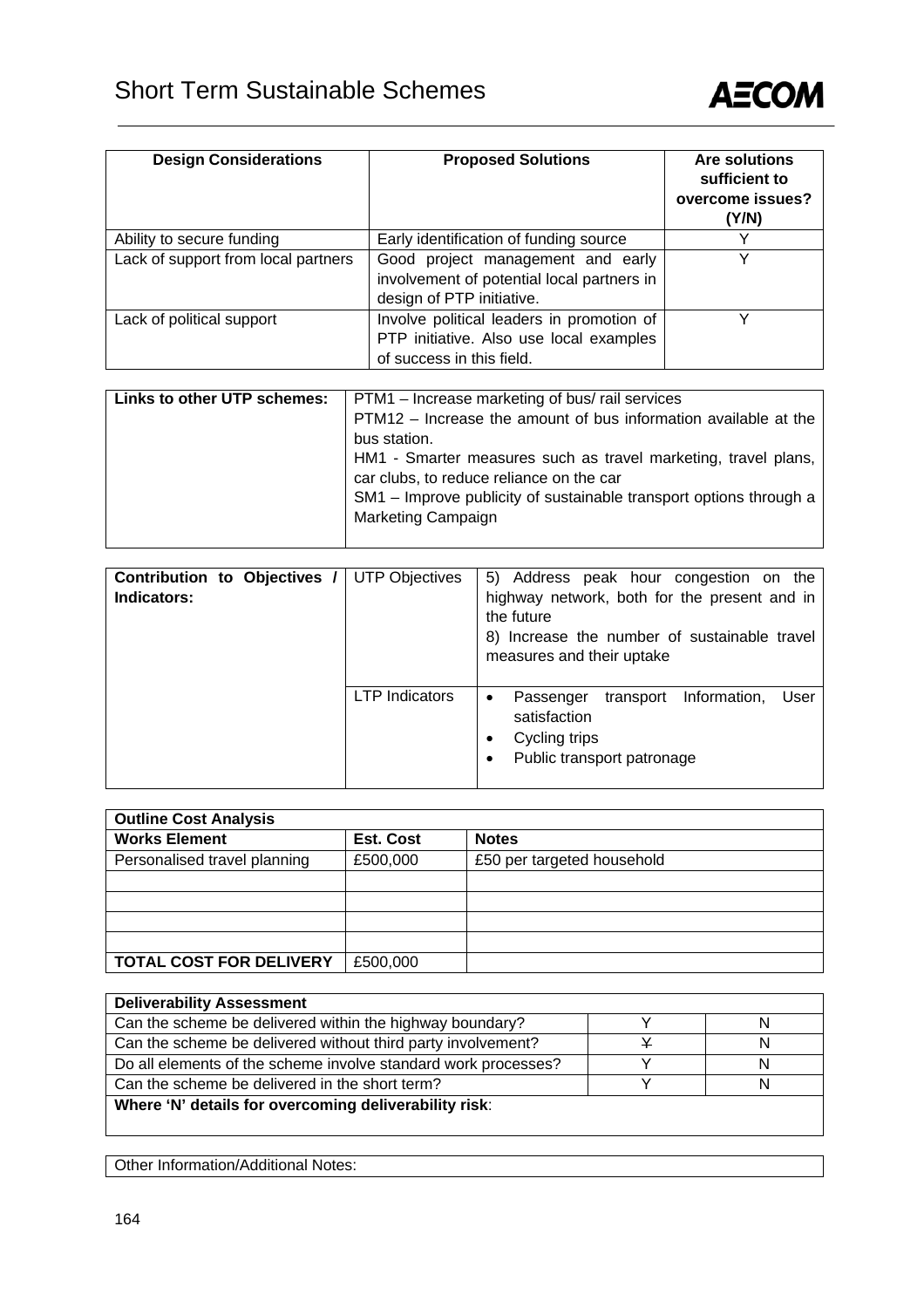# Short Term Sustainable Schemes

| Design Considerations | Proposed Solutions | Are solutions sufficient to overcome issues? (Y/N) |
|---|---|---|
| Ability to secure funding | Early identification of funding source | Y |
| Lack of support from local partners | Good project management and early involvement of potential local partners in design of PTP initiative. | Y |
| Lack of political support | Involve political leaders in promotion of PTP initiative. Also use local examples of success in this field. | Y |

| Links to other UTP schemes: | PTM1 – Increase marketing of bus/ rail services<br>PTM12 – Increase the amount of bus information available at the bus station.<br>HM1 - Smarter measures such as travel marketing, travel plans, car clubs, to reduce reliance on the car<br>SM1 – Improve publicity of sustainable transport options through a Marketing Campaign |
|---|---|

| Contribution to Objectives / Indicators: | UTP Objectives | 5) Address peak hour congestion on the highway network, both for the present and in the future<br>8) Increase the number of sustainable travel measures and their uptake |
|---|---|---|
| | LTP Indicators | • Passenger transport Information, User satisfaction<br>• Cycling trips<br>• Public transport patronage |

| Outline Cost Analysis | | |
|---|---|---|
| **Works Element** | **Est. Cost** | **Notes** |
| Personalised travel planning | £500,000 | £50 per targeted household |
| | | |
| | | |
| | | |
| | | |
| **TOTAL COST FOR DELIVERY** | £500,000 | |

| Deliverability Assessment | | |
|---|---|---|
| Can the scheme be delivered within the highway boundary? | Y | N |
| Can the scheme be delivered without third party involvement? | ~~Y~~ | N |
| Do all elements of the scheme involve standard work processes? | Y | N |
| Can the scheme be delivered in the short term? | Y | N |
| **Where 'N' details for overcoming deliverability risk**: | | |

| Other Information/Additional Notes: |
|---|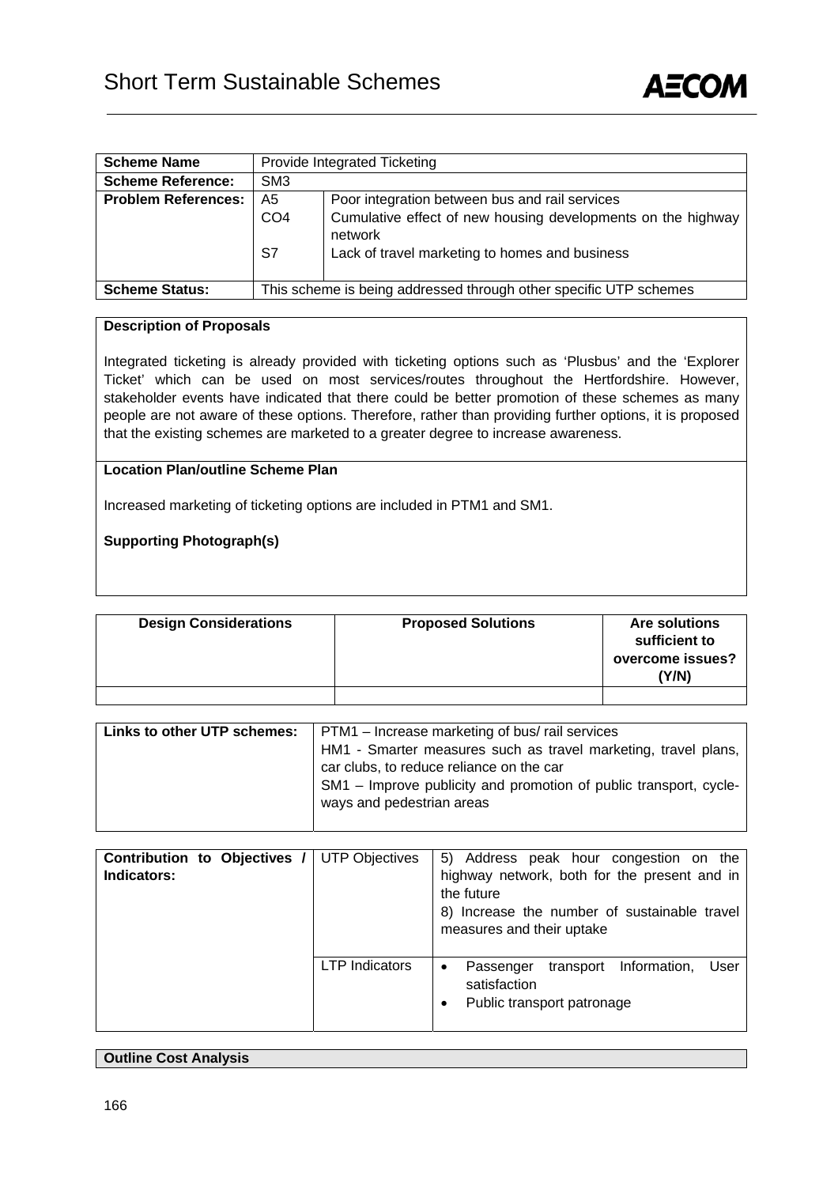| Scheme Name | Provide Integrated Ticketing | |
|---|---|---|
| **Scheme Reference:** | SM3 | |
| **Problem References:** | A5 | Poor integration between bus and rail services |
| | CO4 | Cumulative effect of new housing developments on the highway network |
| | S7 | Lack of travel marketing to homes and business |
| **Scheme Status:** | This scheme is being addressed through other specific UTP schemes | |

**Description of Proposals**

Integrated ticketing is already provided with ticketing options such as 'Plusbus' and the 'Explorer Ticket' which can be used on most services/routes throughout the Hertfordshire. However, stakeholder events have indicated that there could be better promotion of these schemes as many people are not aware of these options. Therefore, rather than providing further options, it is proposed that the existing schemes are marketed to a greater degree to increase awareness.

**Location Plan/outline Scheme Plan**

Increased marketing of ticketing options are included in PTM1 and SM1.

**Supporting Photograph(s)**

| Design Considerations | Proposed Solutions | Are solutions sufficient to overcome issues? (Y/N) |
|---|---|---|
| | | |

| Links to other UTP schemes: | |
|---|---|
| | PTM1 – Increase marketing of bus/ rail services |
| | HM1 - Smarter measures such as travel marketing, travel plans, car clubs, to reduce reliance on the car |
| | SM1 – Improve publicity and promotion of public transport, cycle-ways and pedestrian areas |

| Contribution to Objectives / Indicators: | | |
|---|---|---|
| | UTP Objectives | 5) Address peak hour congestion on the highway network, both for the present and in the future<br>8) Increase the number of sustainable travel measures and their uptake |
| | LTP Indicators | • Passenger transport Information, User satisfaction<br>• Public transport patronage |

**Outline Cost Analysis**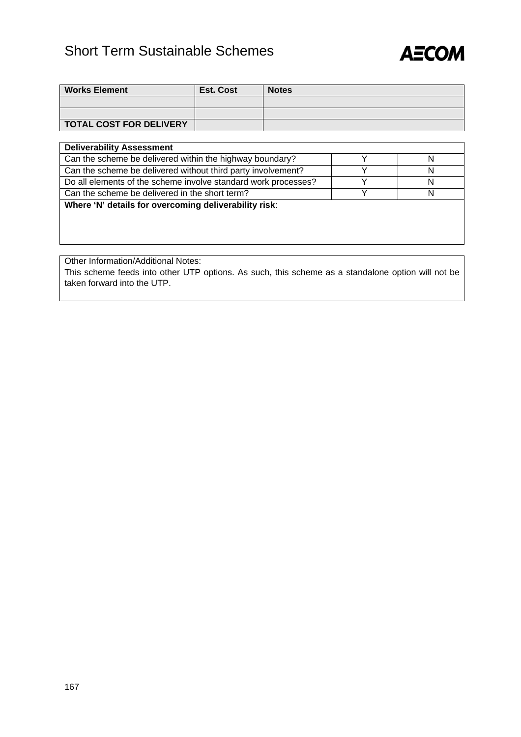| Works Element | Est. Cost | Notes |
| --- | --- | --- |
| | | |
| | | |
| **TOTAL COST FOR DELIVERY** | | |

| **Deliverability Assessment** | | |
| --- | --- | --- |
| Can the scheme be delivered within the highway boundary? | Y | N |
| Can the scheme be delivered without third party involvement? | Y | N |
| Do all elements of the scheme involve standard work processes? | Y | N |
| Can the scheme be delivered in the short term? | Y | N |
| **Where 'N' details for overcoming deliverability risk**: | | |

Other Information/Additional Notes:

This scheme feeds into other UTP options. As such, this scheme as a standalone option will not be taken forward into the UTP.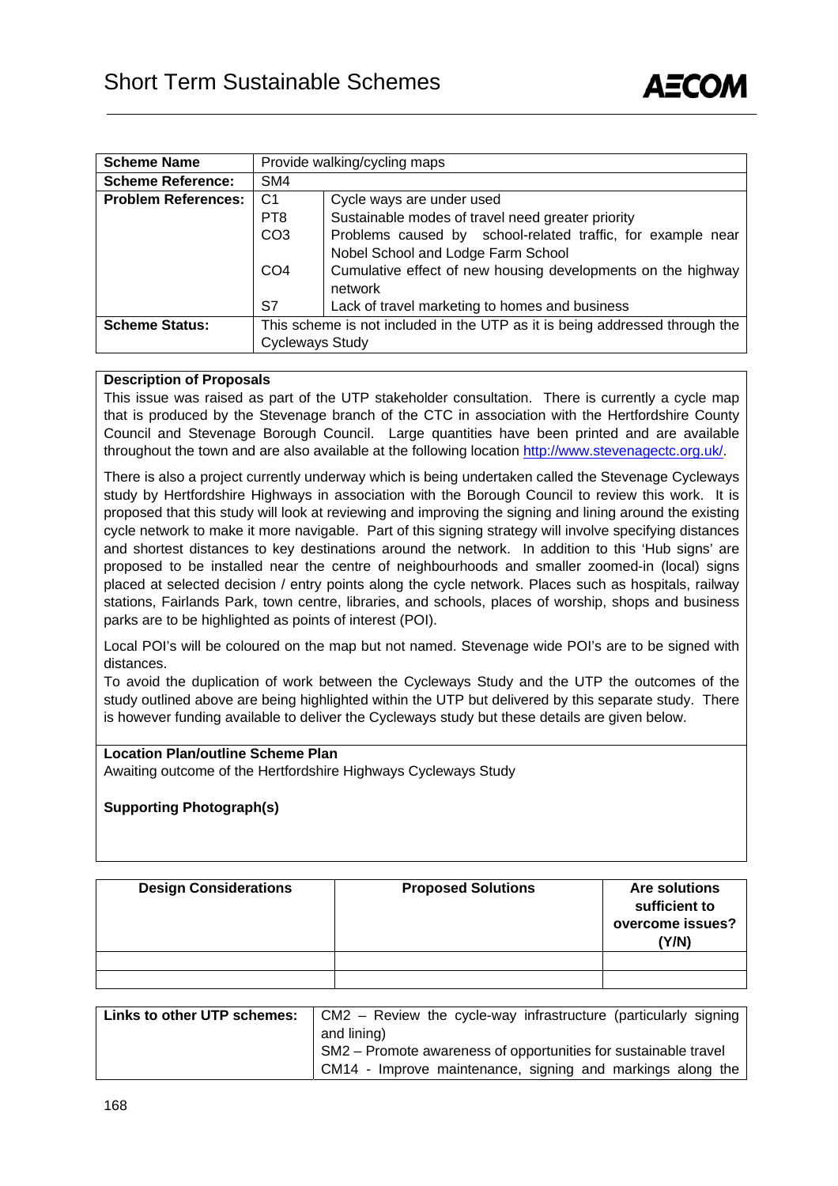## Short Term Sustainable Schemes

| Scheme Name | Provide walking/cycling maps | |
|---|---|---|
| **Scheme Reference:** | SM4 | |
| **Problem References:** | C1 | Cycle ways are under used |
| | PT8 | Sustainable modes of travel need greater priority |
| | CO3 | Problems caused by school-related traffic, for example near Nobel School and Lodge Farm School |
| | CO4 | Cumulative effect of new housing developments on the highway network |
| | S7 | Lack of travel marketing to homes and business |
| **Scheme Status:** | This scheme is not included in the UTP as it is being addressed through the Cycleways Study | |

**Description of Proposals**

This issue was raised as part of the UTP stakeholder consultation. There is currently a cycle map that is produced by the Stevenage branch of the CTC in association with the Hertfordshire County Council and Stevenage Borough Council. Large quantities have been printed and are available throughout the town and are also available at the following location http://www.stevenagectc.org.uk/.

There is also a project currently underway which is being undertaken called the Stevenage Cycleways study by Hertfordshire Highways in association with the Borough Council to review this work. It is proposed that this study will look at reviewing and improving the signing and lining around the existing cycle network to make it more navigable. Part of this signing strategy will involve specifying distances and shortest distances to key destinations around the network. In addition to this 'Hub signs' are proposed to be installed near the centre of neighbourhoods and smaller zoomed-in (local) signs placed at selected decision / entry points along the cycle network. Places such as hospitals, railway stations, Fairlands Park, town centre, libraries, and schools, places of worship, shops and business parks are to be highlighted as points of interest (POI).

Local POI's will be coloured on the map but not named. Stevenage wide POI's are to be signed with distances.

To avoid the duplication of work between the Cycleways Study and the UTP the outcomes of the study outlined above are being highlighted within the UTP but delivered by this separate study. There is however funding available to deliver the Cycleways study but these details are given below.

**Location Plan/outline Scheme Plan**

Awaiting outcome of the Hertfordshire Highways Cycleways Study

**Supporting Photograph(s)**

| Design Considerations | Proposed Solutions | Are solutions sufficient to overcome issues? (Y/N) |
|---|---|---|
| | | |
| | | |

| Links to other UTP schemes: | CM2 – Review the cycle-way infrastructure (particularly signing and lining) |
|---|---|
| | SM2 – Promote awareness of opportunities for sustainable travel |
| | CM14 - Improve maintenance, signing and markings along the |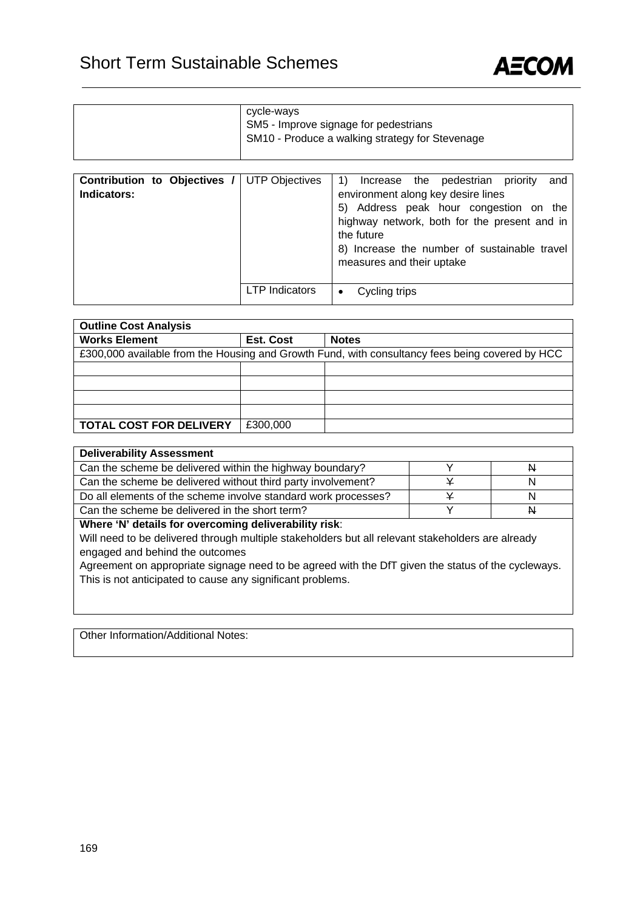| | cycle-ways<br>SM5 - Improve signage for pedestrians<br>SM10 - Produce a walking strategy for Stevenage |
|---|---|

| **Contribution to Objectives / Indicators:** | UTP Objectives | 1) Increase the pedestrian priority and environment along key desire lines<br>5) Address peak hour congestion on the highway network, both for the present and in the future<br>8) Increase the number of sustainable travel measures and their uptake |
|---|---|---|
| | LTP Indicators | • Cycling trips |

| **Outline Cost Analysis** | | |
|---|---|---|
| **Works Element** | **Est. Cost** | **Notes** |
| £300,000 available from the Housing and Growth Fund, with consultancy fees being covered by HCC | | |
| | | |
| | | |
| | | |
| | | |
| **TOTAL COST FOR DELIVERY** | £300,000 | |

| **Deliverability Assessment** | | |
|---|---|---|
| Can the scheme be delivered within the highway boundary? | Y | ~~N~~ |
| Can the scheme be delivered without third party involvement? | ~~Y~~ | N |
| Do all elements of the scheme involve standard work processes? | ~~Y~~ | N |
| Can the scheme be delivered in the short term? | Y | ~~N~~ |

**Where 'N' details for overcoming deliverability risk**:
Will need to be delivered through multiple stakeholders but all relevant stakeholders are already engaged and behind the outcomes
Agreement on appropriate signage need to be agreed with the DfT given the status of the cycleways. This is not anticipated to cause any significant problems.

Other Information/Additional Notes: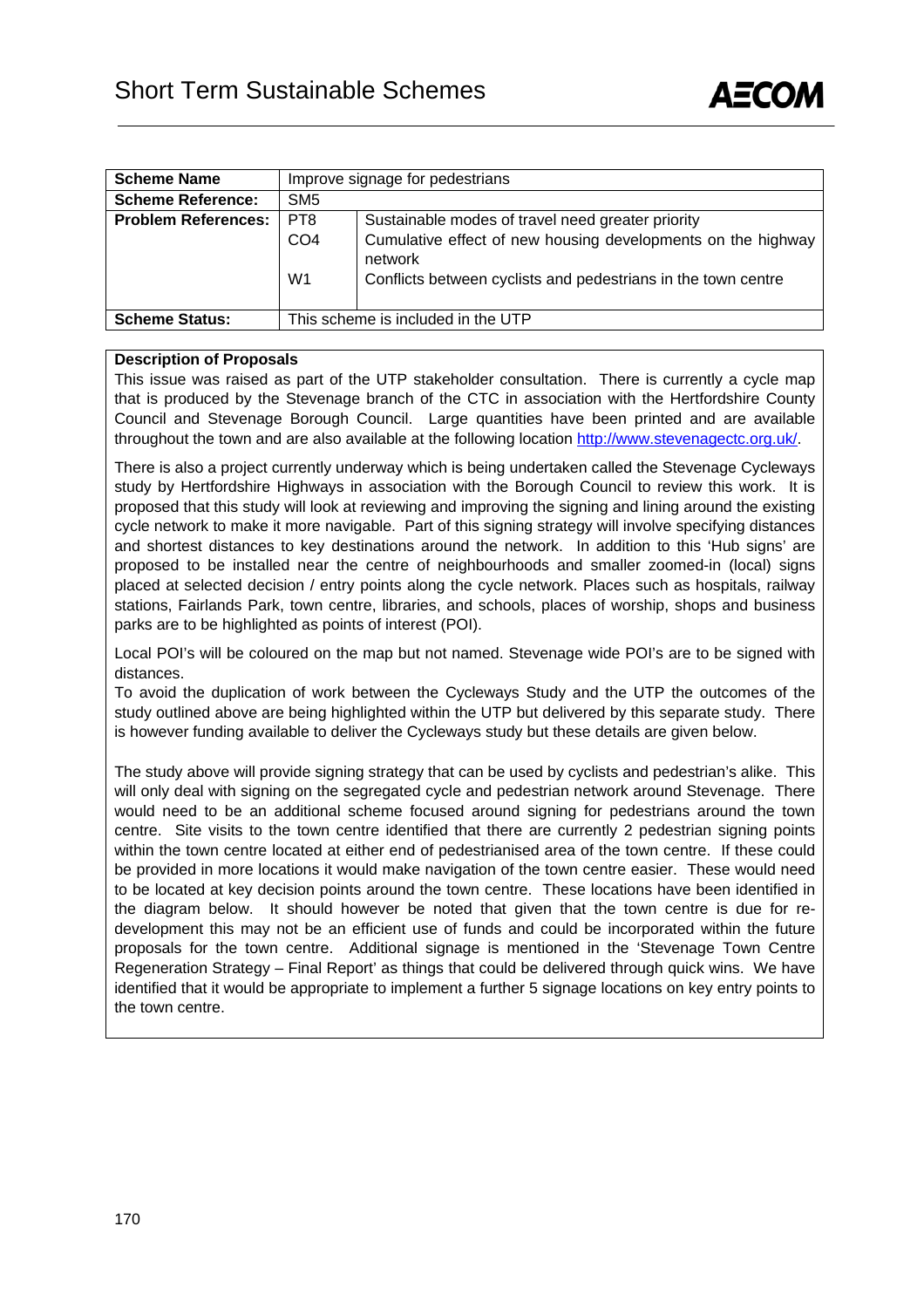# Short Term Sustainable Schemes

| **Scheme Name** | Improve signage for pedestrians | |
|---|---|---|
| **Scheme Reference:** | SM5 | |
| **Problem References:** | PT8 | Sustainable modes of travel need greater priority |
| | CO4 | Cumulative effect of new housing developments on the highway network |
| | W1 | Conflicts between cyclists and pedestrians in the town centre |
| **Scheme Status:** | This scheme is included in the UTP | |

**Description of Proposals**

This issue was raised as part of the UTP stakeholder consultation. There is currently a cycle map that is produced by the Stevenage branch of the CTC in association with the Hertfordshire County Council and Stevenage Borough Council. Large quantities have been printed and are available throughout the town and are also available at the following location http://www.stevenagectc.org.uk/.

There is also a project currently underway which is being undertaken called the Stevenage Cycleways study by Hertfordshire Highways in association with the Borough Council to review this work. It is proposed that this study will look at reviewing and improving the signing and lining around the existing cycle network to make it more navigable. Part of this signing strategy will involve specifying distances and shortest distances to key destinations around the network. In addition to this 'Hub signs' are proposed to be installed near the centre of neighbourhoods and smaller zoomed-in (local) signs placed at selected decision / entry points along the cycle network. Places such as hospitals, railway stations, Fairlands Park, town centre, libraries, and schools, places of worship, shops and business parks are to be highlighted as points of interest (POI).

Local POI's will be coloured on the map but not named. Stevenage wide POI's are to be signed with distances.

To avoid the duplication of work between the Cycleways Study and the UTP the outcomes of the study outlined above are being highlighted within the UTP but delivered by this separate study. There is however funding available to deliver the Cycleways study but these details are given below.

The study above will provide signing strategy that can be used by cyclists and pedestrian's alike. This will only deal with signing on the segregated cycle and pedestrian network around Stevenage. There would need to be an additional scheme focused around signing for pedestrians around the town centre. Site visits to the town centre identified that there are currently 2 pedestrian signing points within the town centre located at either end of pedestrianised area of the town centre. If these could be provided in more locations it would make navigation of the town centre easier. These would need to be located at key decision points around the town centre. These locations have been identified in the diagram below. It should however be noted that given that the town centre is due for re-development this may not be an efficient use of funds and could be incorporated within the future proposals for the town centre. Additional signage is mentioned in the 'Stevenage Town Centre Regeneration Strategy – Final Report' as things that could be delivered through quick wins. We have identified that it would be appropriate to implement a further 5 signage locations on key entry points to the town centre.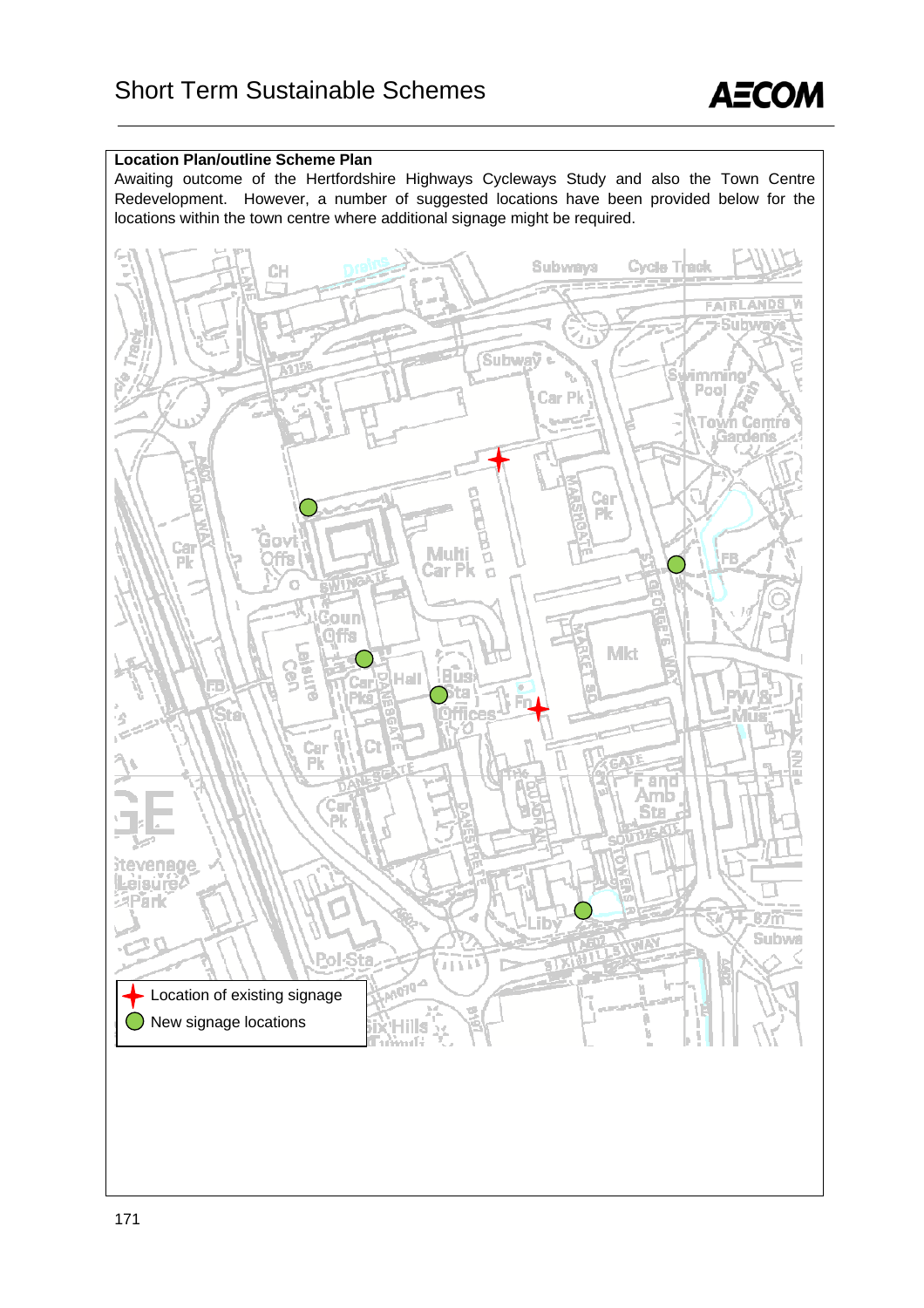**Location Plan/outline Scheme Plan**

Awaiting outcome of the Hertfordshire Highways Cycleways Study and also the Town Centre Redevelopment. However, a number of suggested locations have been provided below for the locations within the town centre where additional signage might be required.

Location of existing signage

New signage locations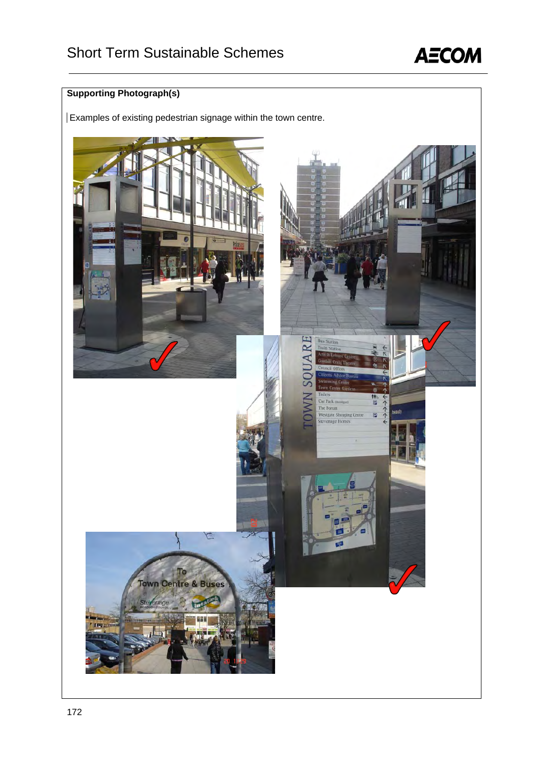**Supporting Photograph(s)**

Examples of existing pedestrian signage within the town centre.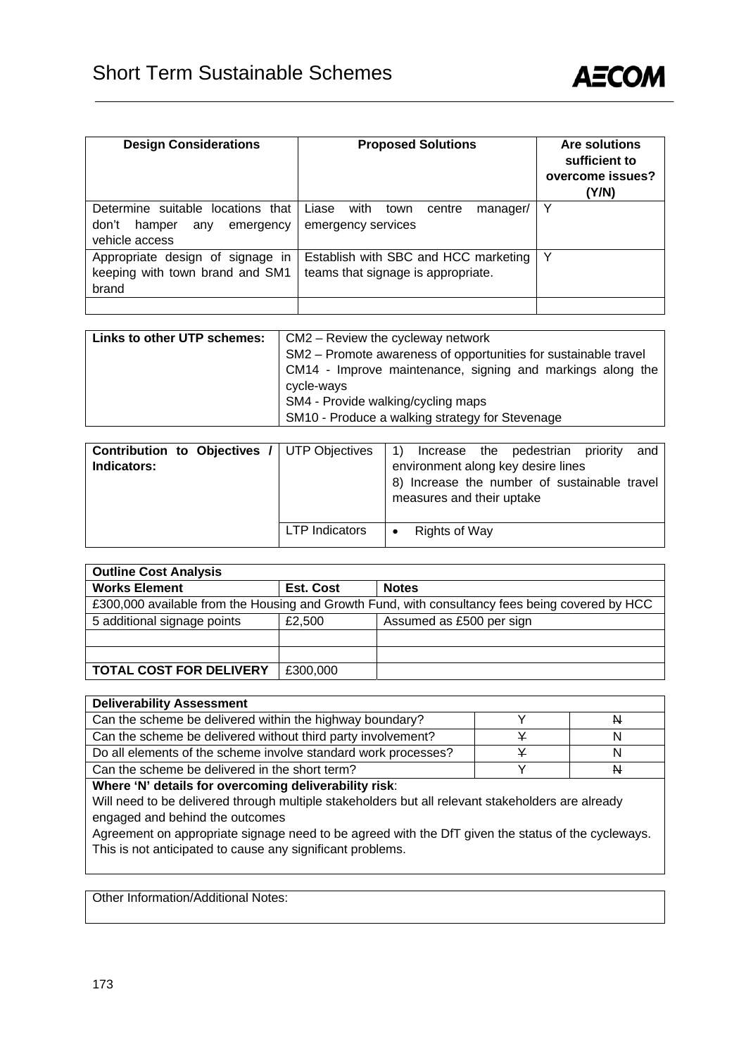# Short Term Sustainable Schemes

| Design Considerations | Proposed Solutions | Are solutions sufficient to overcome issues? (Y/N) |
| --- | --- | --- |
| Determine suitable locations that don't hamper any emergency vehicle access | Liase with town centre manager/ emergency services | Y |
| Appropriate design of signage in keeping with town brand and SM1 brand | Establish with SBC and HCC marketing teams that signage is appropriate. | Y |
| | | |

| Links to other UTP schemes: | |
| --- | --- |
| | CM2 – Review the cycleway network<br>SM2 – Promote awareness of opportunities for sustainable travel<br>CM14 - Improve maintenance, signing and markings along the cycle-ways<br>SM4 - Provide walking/cycling maps<br>SM10 - Produce a walking strategy for Stevenage |

| Contribution to Objectives / Indicators: | | |
| --- | --- | --- |
| | UTP Objectives | 1) Increase the pedestrian priority and environment along key desire lines<br>8) Increase the number of sustainable travel measures and their uptake |
| | LTP Indicators | • Rights of Way |

| Outline Cost Analysis | | |
| --- | --- | --- |
| **Works Element** | **Est. Cost** | **Notes** |
| £300,000 available from the Housing and Growth Fund, with consultancy fees being covered by HCC | | |
| 5 additional signage points | £2,500 | Assumed as £500 per sign |
| | | |
| | | |
| **TOTAL COST FOR DELIVERY** | £300,000 | |

| Deliverability Assessment | | |
| --- | --- | --- |
| Can the scheme be delivered within the highway boundary? | Y | ~~N~~ |
| Can the scheme be delivered without third party involvement? | ~~Y~~ | N |
| Do all elements of the scheme involve standard work processes? | ~~Y~~ | N |
| Can the scheme be delivered in the short term? | Y | ~~N~~ |

**Where 'N' details for overcoming deliverability risk**:

Will need to be delivered through multiple stakeholders but all relevant stakeholders are already engaged and behind the outcomes

Agreement on appropriate signage need to be agreed with the DfT given the status of the cycleways. This is not anticipated to cause any significant problems.

Other Information/Additional Notes: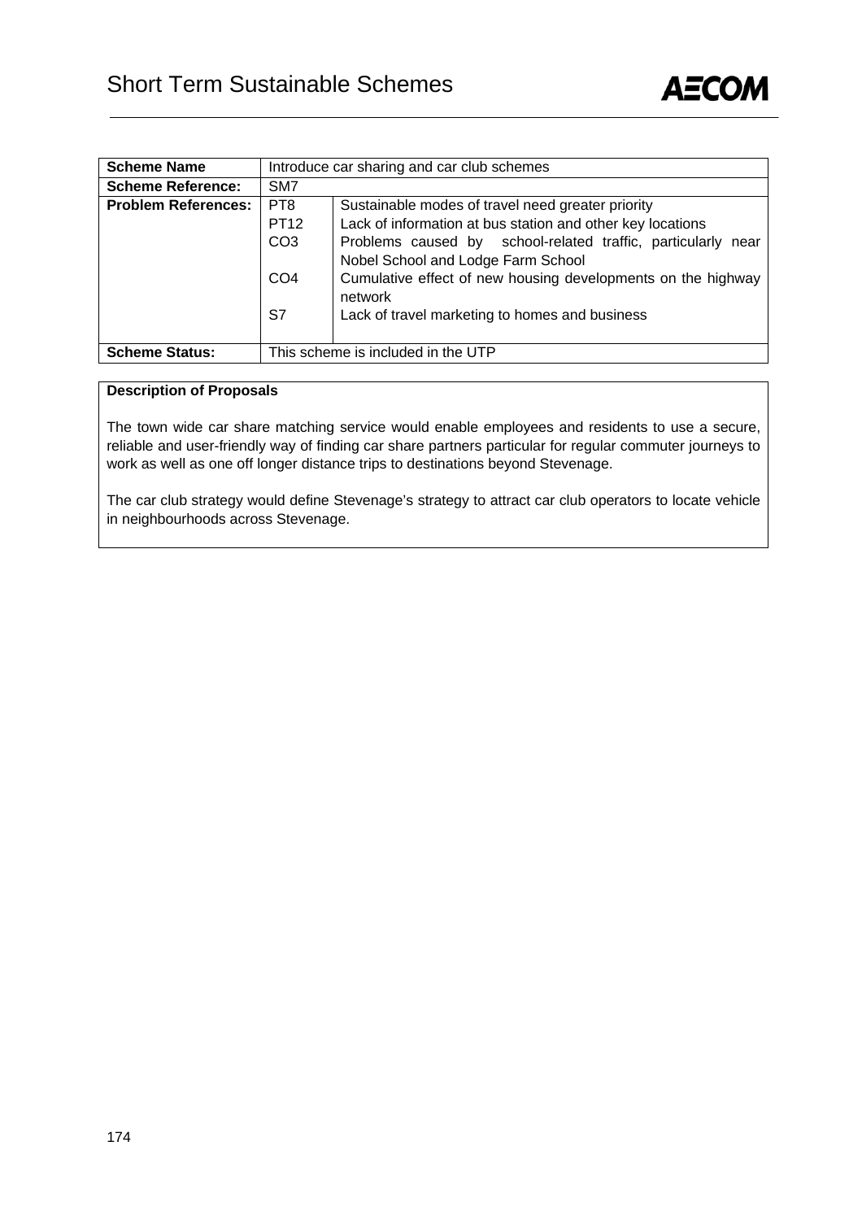# Short Term Sustainable Schemes

| Scheme Name | Introduce car sharing and car club schemes | |
|---|---|---|
| **Scheme Reference:** | SM7 | |
| **Problem References:** | PT8 | Sustainable modes of travel need greater priority |
| | PT12 | Lack of information at bus station and other key locations |
| | CO3 | Problems caused by school-related traffic, particularly near Nobel School and Lodge Farm School |
| | CO4 | Cumulative effect of new housing developments on the highway network |
| | S7 | Lack of travel marketing to homes and business |
| **Scheme Status:** | This scheme is included in the UTP | |

**Description of Proposals**

The town wide car share matching service would enable employees and residents to use a secure, reliable and user-friendly way of finding car share partners particular for regular commuter journeys to work as well as one off longer distance trips to destinations beyond Stevenage.

The car club strategy would define Stevenage's strategy to attract car club operators to locate vehicle in neighbourhoods across Stevenage.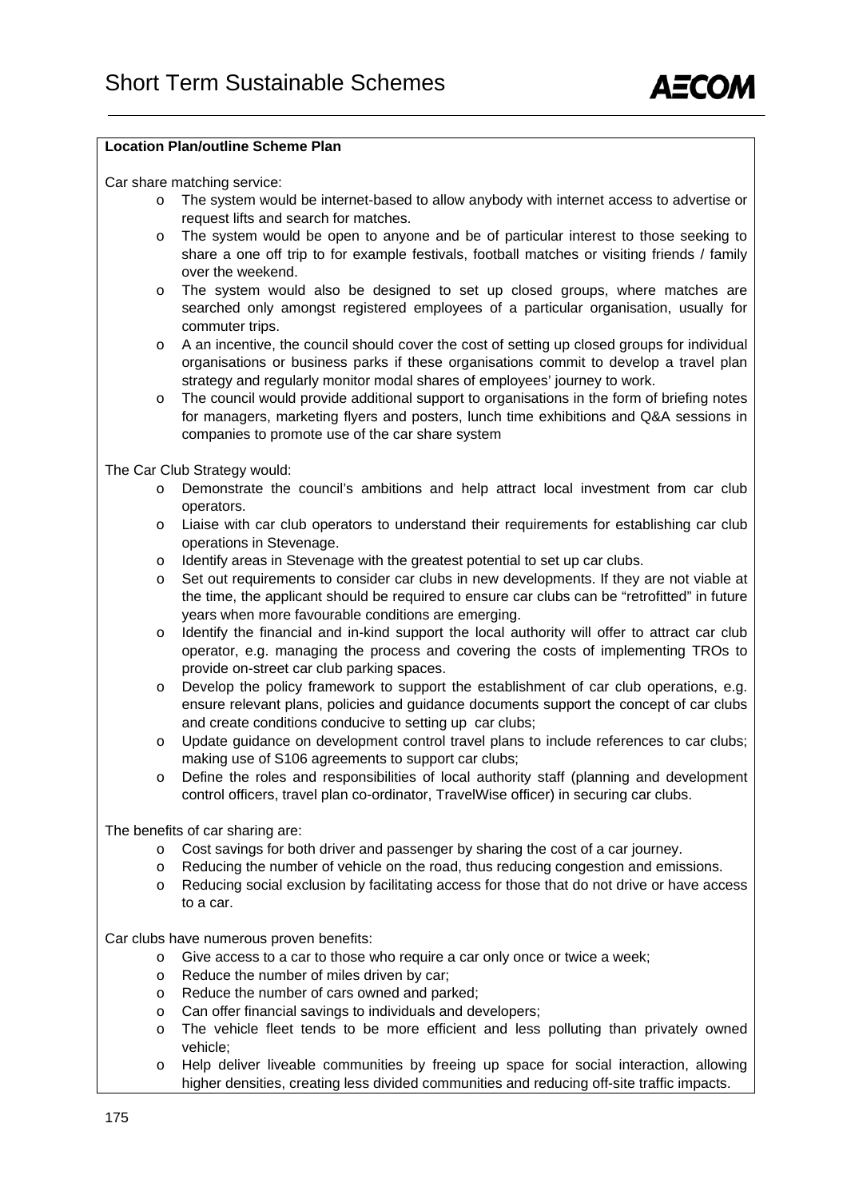**Location Plan/outline Scheme Plan**

Car share matching service:

- The system would be internet-based to allow anybody with internet access to advertise or request lifts and search for matches.
- The system would be open to anyone and be of particular interest to those seeking to share a one off trip to for example festivals, football matches or visiting friends / family over the weekend.
- The system would also be designed to set up closed groups, where matches are searched only amongst registered employees of a particular organisation, usually for commuter trips.
- A an incentive, the council should cover the cost of setting up closed groups for individual organisations or business parks if these organisations commit to develop a travel plan strategy and regularly monitor modal shares of employees' journey to work.
- The council would provide additional support to organisations in the form of briefing notes for managers, marketing flyers and posters, lunch time exhibitions and Q&A sessions in companies to promote use of the car share system

The Car Club Strategy would:

- Demonstrate the council's ambitions and help attract local investment from car club operators.
- Liaise with car club operators to understand their requirements for establishing car club operations in Stevenage.
- Identify areas in Stevenage with the greatest potential to set up car clubs.
- Set out requirements to consider car clubs in new developments. If they are not viable at the time, the applicant should be required to ensure car clubs can be "retrofitted" in future years when more favourable conditions are emerging.
- Identify the financial and in-kind support the local authority will offer to attract car club operator, e.g. managing the process and covering the costs of implementing TROs to provide on-street car club parking spaces.
- Develop the policy framework to support the establishment of car club operations, e.g. ensure relevant plans, policies and guidance documents support the concept of car clubs and create conditions conducive to setting up car clubs;
- Update guidance on development control travel plans to include references to car clubs; making use of S106 agreements to support car clubs;
- Define the roles and responsibilities of local authority staff (planning and development control officers, travel plan co-ordinator, TravelWise officer) in securing car clubs.

The benefits of car sharing are:

- Cost savings for both driver and passenger by sharing the cost of a car journey.
- Reducing the number of vehicle on the road, thus reducing congestion and emissions.
- Reducing social exclusion by facilitating access for those that do not drive or have access to a car.

Car clubs have numerous proven benefits:

- Give access to a car to those who require a car only once or twice a week;
- Reduce the number of miles driven by car;
- Reduce the number of cars owned and parked;
- Can offer financial savings to individuals and developers;
- The vehicle fleet tends to be more efficient and less polluting than privately owned vehicle;
- Help deliver liveable communities by freeing up space for social interaction, allowing higher densities, creating less divided communities and reducing off-site traffic impacts.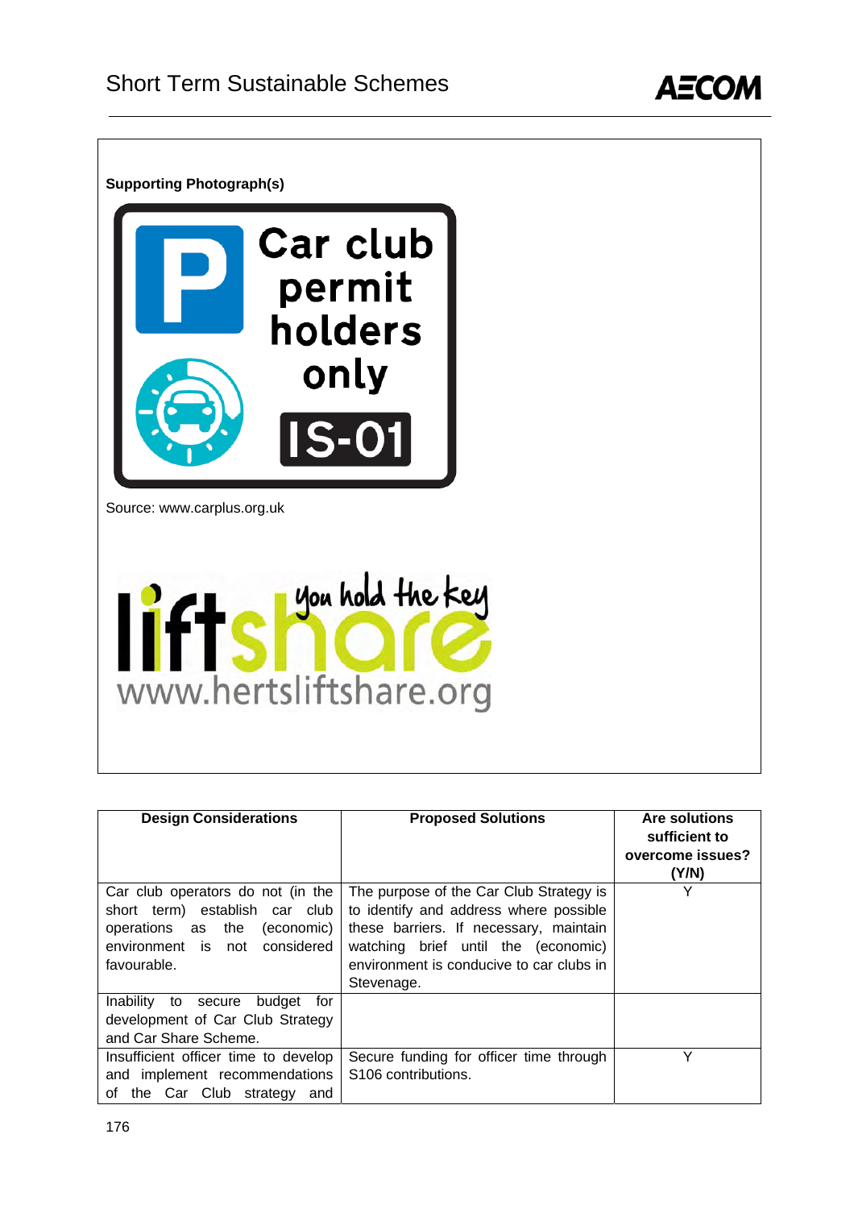**Supporting Photograph(s)**

Source: www.carplus.org.uk

| Design Considerations | Proposed Solutions | Are solutions sufficient to overcome issues? (Y/N) |
|---|---|---|
| Car club operators do not (in the short term) establish car club operations as the (economic) environment is not considered favourable. | The purpose of the Car Club Strategy is to identify and address where possible these barriers. If necessary, maintain watching brief until the (economic) environment is conducive to car clubs in Stevenage. | Y |
| Inability to secure budget for development of Car Club Strategy and Car Share Scheme. | | |
| Insufficient officer time to develop and implement recommendations of the Car Club strategy and | Secure funding for officer time through S106 contributions. | Y |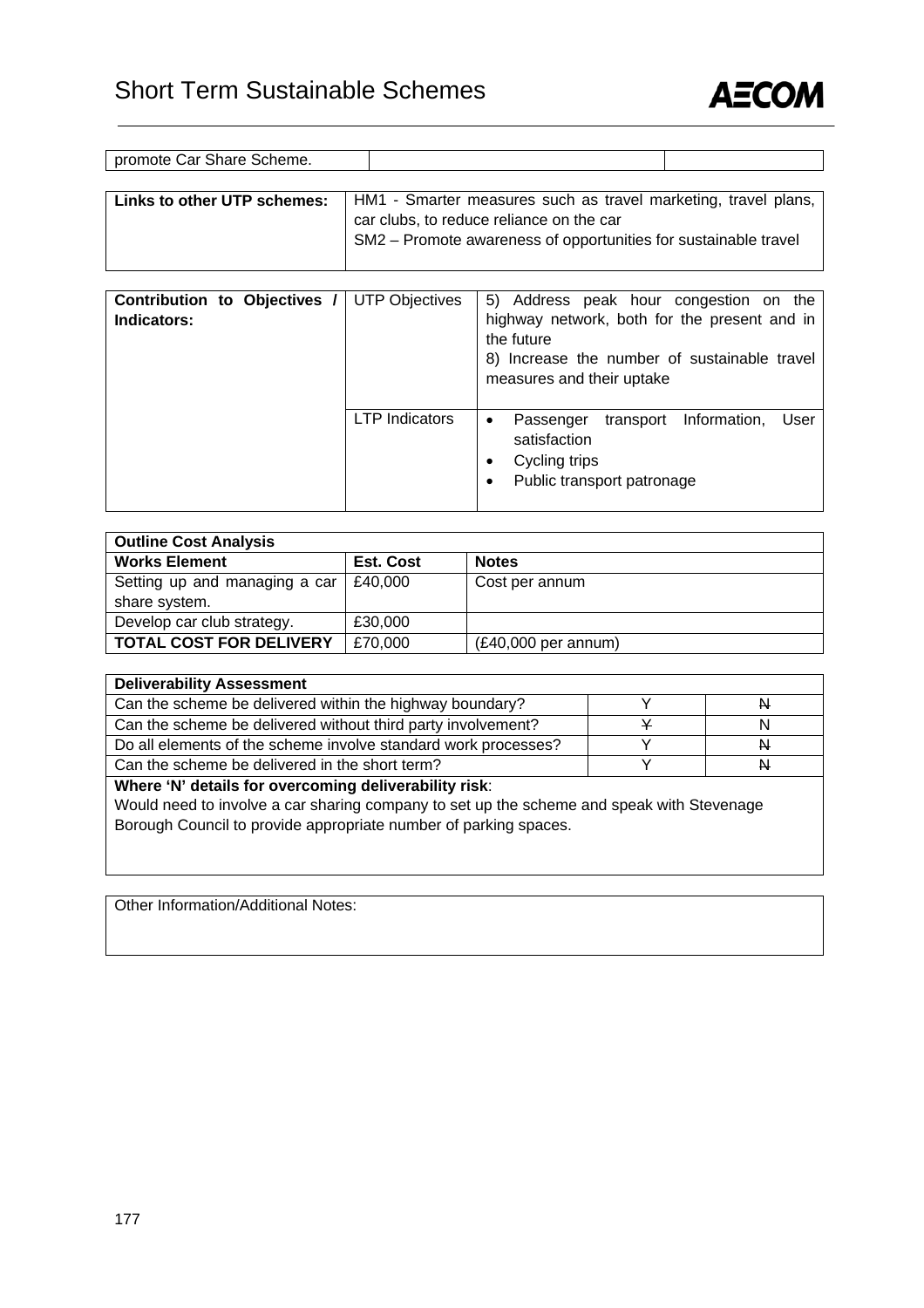| promote Car Share Scheme. | | |
|---|---|---|

| **Links to other UTP schemes:** | HM1 - Smarter measures such as travel marketing, travel plans, car clubs, to reduce reliance on the car<br>SM2 – Promote awareness of opportunities for sustainable travel |
|---|---|

| **Contribution to Objectives / Indicators:** | UTP Objectives | 5) Address peak hour congestion on the highway network, both for the present and in the future<br>8) Increase the number of sustainable travel measures and their uptake |
|---|---|---|
| | LTP Indicators | • Passenger transport Information, User satisfaction<br>• Cycling trips<br>• Public transport patronage |

| **Outline Cost Analysis** | | |
|---|---|---|
| **Works Element** | **Est. Cost** | **Notes** |
| Setting up and managing a car share system. | £40,000 | Cost per annum |
| Develop car club strategy. | £30,000 | |
| **TOTAL COST FOR DELIVERY** | £70,000 | (£40,000 per annum) |

| **Deliverability Assessment** | | |
|---|---|---|
| Can the scheme be delivered within the highway boundary? | Y | ~~N~~ |
| Can the scheme be delivered without third party involvement? | ~~Y~~ | N |
| Do all elements of the scheme involve standard work processes? | Y | ~~N~~ |
| Can the scheme be delivered in the short term? | Y | ~~N~~ |

**Where 'N' details for overcoming deliverability risk**:
Would need to involve a car sharing company to set up the scheme and speak with Stevenage Borough Council to provide appropriate number of parking spaces.

| Other Information/Additional Notes: |
|---|
| |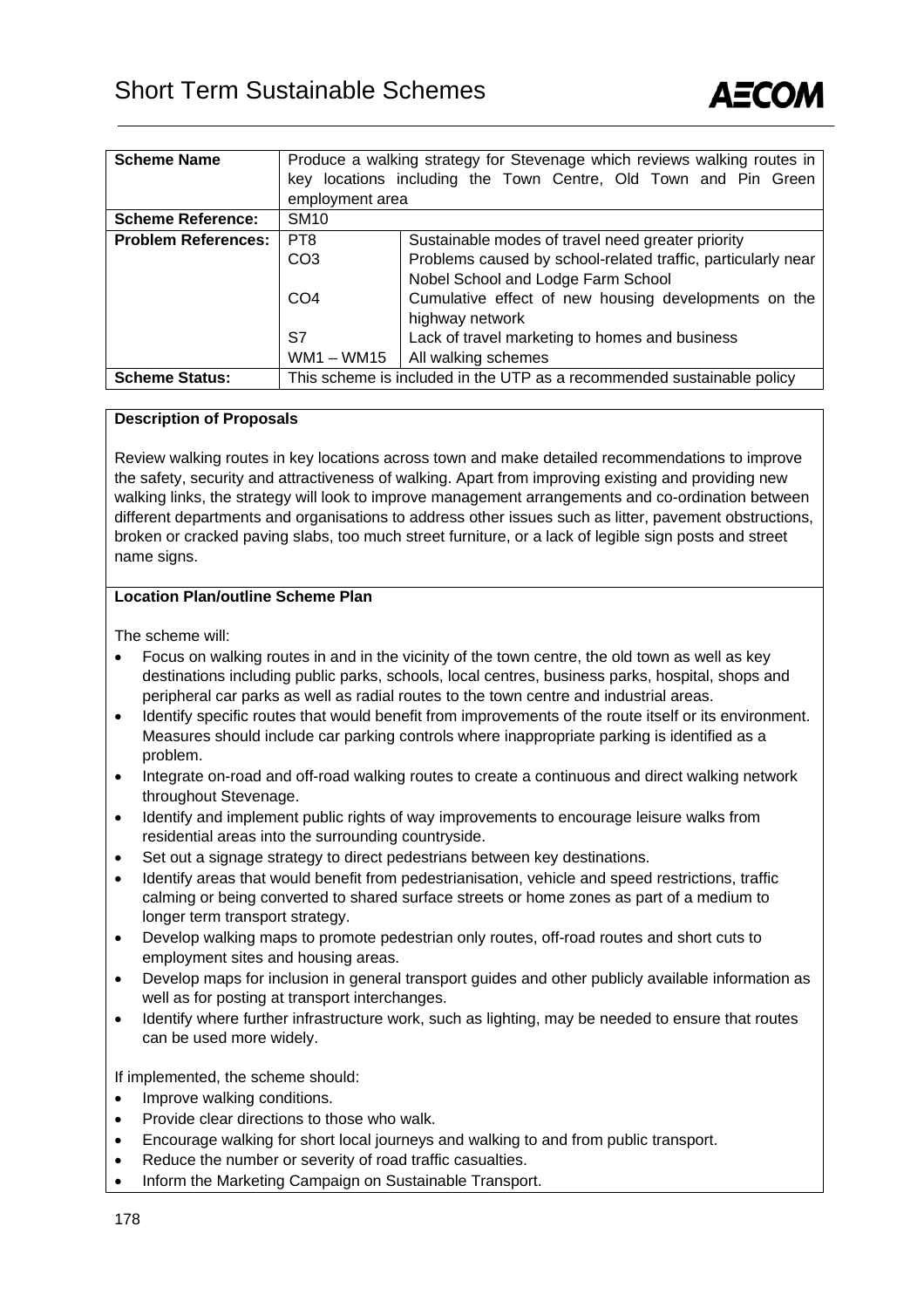| Scheme Name | Produce a walking strategy for Stevenage which reviews walking routes in key locations including the Town Centre, Old Town and Pin Green employment area | |
|---|---|---|
| Scheme Reference: | SM10 | |
| Problem References: | PT8 | Sustainable modes of travel need greater priority |
| | CO3 | Problems caused by school-related traffic, particularly near Nobel School and Lodge Farm School |
| | CO4 | Cumulative effect of new housing developments on the highway network |
| | S7 | Lack of travel marketing to homes and business |
| | WM1 – WM15 | All walking schemes |
| Scheme Status: | This scheme is included in the UTP as a recommended sustainable policy | |

**Description of Proposals**

Review walking routes in key locations across town and make detailed recommendations to improve the safety, security and attractiveness of walking. Apart from improving existing and providing new walking links, the strategy will look to improve management arrangements and co-ordination between different departments and organisations to address other issues such as litter, pavement obstructions, broken or cracked paving slabs, too much street furniture, or a lack of legible sign posts and street name signs.

**Location Plan/outline Scheme Plan**

The scheme will:

- Focus on walking routes in and in the vicinity of the town centre, the old town as well as key destinations including public parks, schools, local centres, business parks, hospital, shops and peripheral car parks as well as radial routes to the town centre and industrial areas.
- Identify specific routes that would benefit from improvements of the route itself or its environment. Measures should include car parking controls where inappropriate parking is identified as a problem.
- Integrate on-road and off-road walking routes to create a continuous and direct walking network throughout Stevenage.
- Identify and implement public rights of way improvements to encourage leisure walks from residential areas into the surrounding countryside.
- Set out a signage strategy to direct pedestrians between key destinations.
- Identify areas that would benefit from pedestrianisation, vehicle and speed restrictions, traffic calming or being converted to shared surface streets or home zones as part of a medium to longer term transport strategy.
- Develop walking maps to promote pedestrian only routes, off-road routes and short cuts to employment sites and housing areas.
- Develop maps for inclusion in general transport guides and other publicly available information as well as for posting at transport interchanges.
- Identify where further infrastructure work, such as lighting, may be needed to ensure that routes can be used more widely.

If implemented, the scheme should:

- Improve walking conditions.
- Provide clear directions to those who walk.
- Encourage walking for short local journeys and walking to and from public transport.
- Reduce the number or severity of road traffic casualties.
- Inform the Marketing Campaign on Sustainable Transport.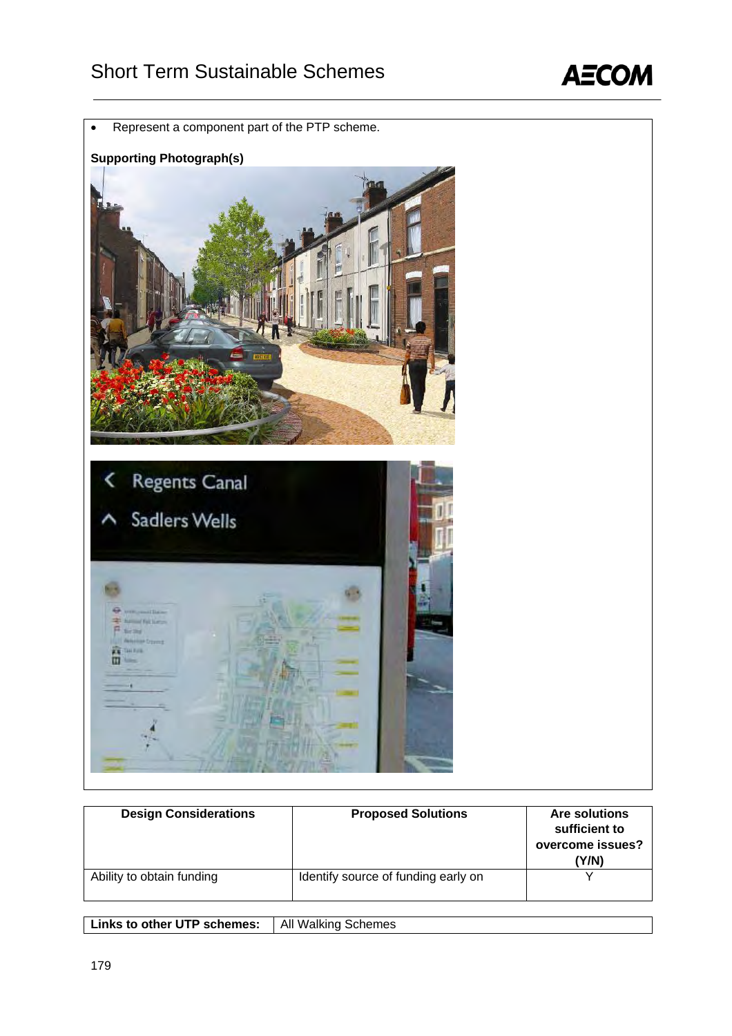- Represent a component part of the PTP scheme.

**Supporting Photograph(s)**

| Design Considerations | Proposed Solutions | Are solutions sufficient to overcome issues? (Y/N) |
|---|---|---|
| Ability to obtain funding | Identify source of funding early on | Y |

| Links to other UTP schemes: | All Walking Schemes |
|---|---|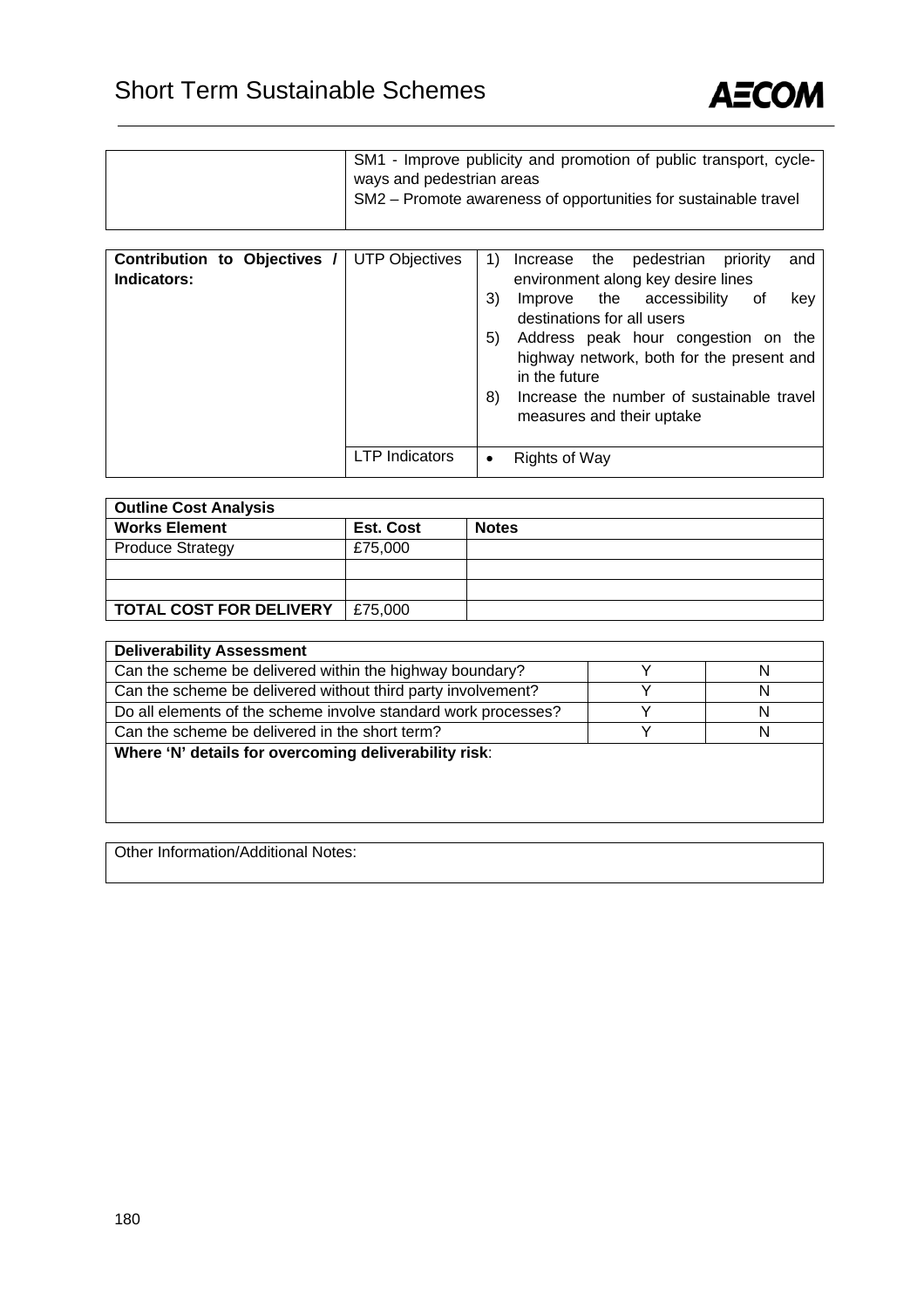| | SM1 - Improve publicity and promotion of public transport, cycle-ways and pedestrian areas<br>SM2 – Promote awareness of opportunities for sustainable travel |
|---|---|

| **Contribution to Objectives / Indicators:** | UTP Objectives | 1) Increase the pedestrian priority and environment along key desire lines<br>3) Improve the accessibility of key destinations for all users<br>5) Address peak hour congestion on the highway network, both for the present and in the future<br>8) Increase the number of sustainable travel measures and their uptake |
|---|---|---|
| | LTP Indicators | • Rights of Way |

| **Outline Cost Analysis** | | |
|---|---|---|
| **Works Element** | **Est. Cost** | **Notes** |
| Produce Strategy | £75,000 | |
| | | |
| | | |
| **TOTAL COST FOR DELIVERY** | £75,000 | |

| **Deliverability Assessment** | | |
|---|---|---|
| Can the scheme be delivered within the highway boundary? | Y | N |
| Can the scheme be delivered without third party involvement? | Y | N |
| Do all elements of the scheme involve standard work processes? | Y | N |
| Can the scheme be delivered in the short term? | Y | N |
| **Where 'N' details for overcoming deliverability risk**: | | |

Other Information/Additional Notes: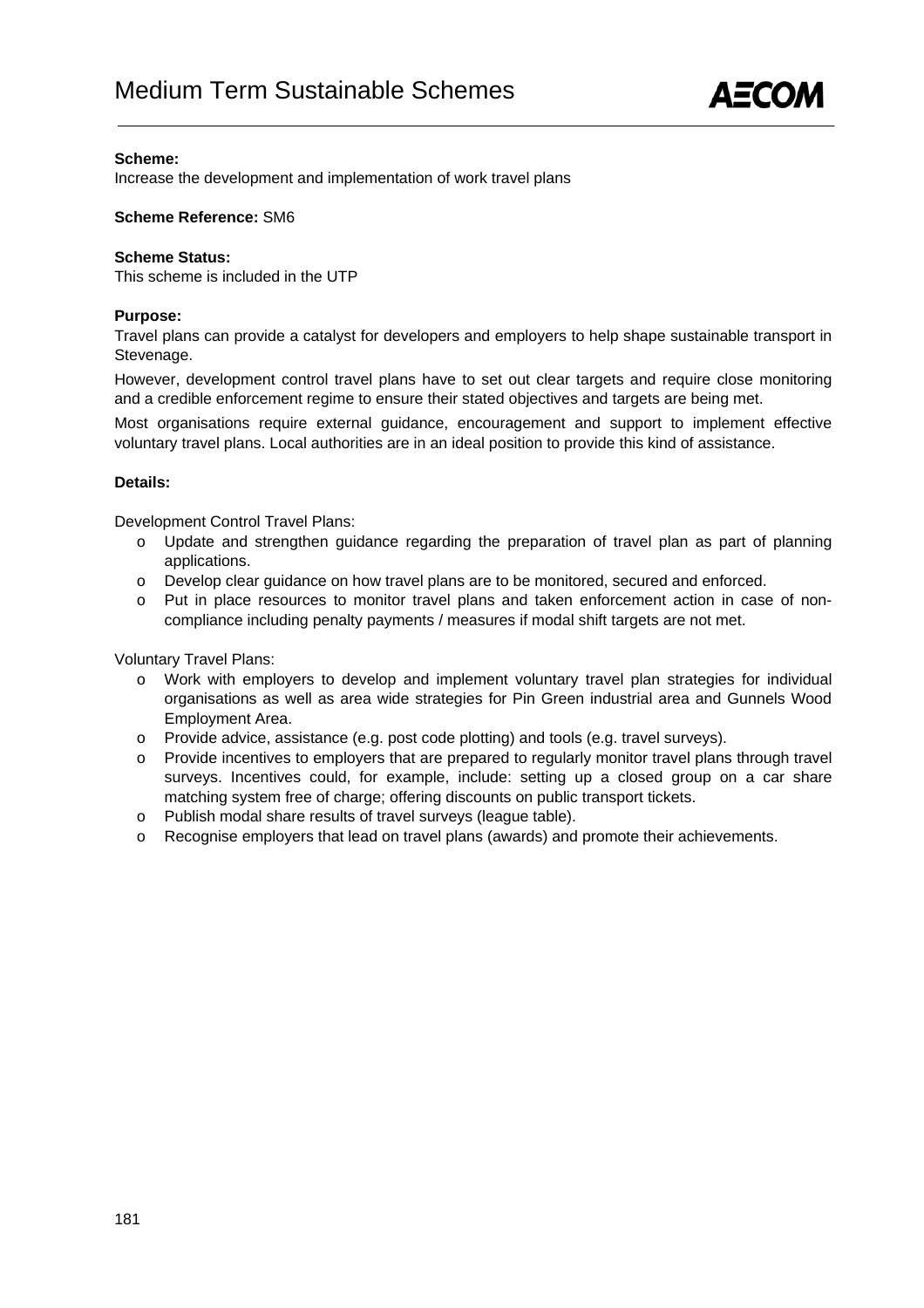# Medium Term Sustainable Schemes

**Scheme:**
Increase the development and implementation of work travel plans

**Scheme Reference:** SM6

**Scheme Status:**
This scheme is included in the UTP

**Purpose:**
Travel plans can provide a catalyst for developers and employers to help shape sustainable transport in Stevenage.

However, development control travel plans have to set out clear targets and require close monitoring and a credible enforcement regime to ensure their stated objectives and targets are being met.

Most organisations require external guidance, encouragement and support to implement effective voluntary travel plans. Local authorities are in an ideal position to provide this kind of assistance.

**Details:**

Development Control Travel Plans:

- Update and strengthen guidance regarding the preparation of travel plan as part of planning applications.
- Develop clear guidance on how travel plans are to be monitored, secured and enforced.
- Put in place resources to monitor travel plans and taken enforcement action in case of non-compliance including penalty payments / measures if modal shift targets are not met.

Voluntary Travel Plans:

- Work with employers to develop and implement voluntary travel plan strategies for individual organisations as well as area wide strategies for Pin Green industrial area and Gunnels Wood Employment Area.
- Provide advice, assistance (e.g. post code plotting) and tools (e.g. travel surveys).
- Provide incentives to employers that are prepared to regularly monitor travel plans through travel surveys. Incentives could, for example, include: setting up a closed group on a car share matching system free of charge; offering discounts on public transport tickets.
- Publish modal share results of travel surveys (league table).
- Recognise employers that lead on travel plans (awards) and promote their achievements.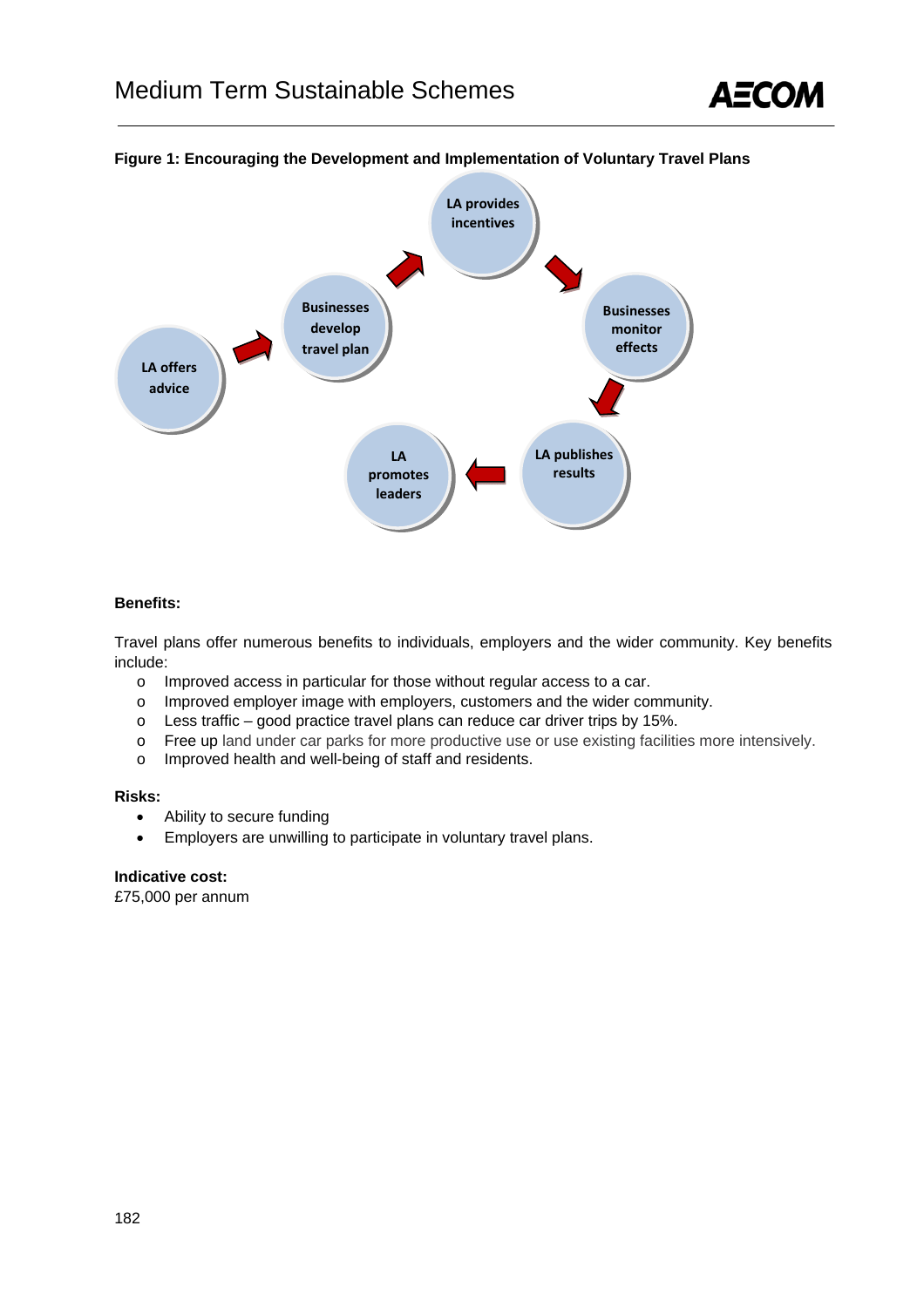**Figure 1: Encouraging the Development and Implementation of Voluntary Travel Plans**

LA offers advice

Businesses develop travel plan

LA provides incentives

Businesses monitor effects

LA publishes results

LA promotes leaders

**Benefits:**

Travel plans offer numerous benefits to individuals, employers and the wider community. Key benefits include:

- Improved access in particular for those without regular access to a car.
- Improved employer image with employers, customers and the wider community.
- Less traffic – good practice travel plans can reduce car driver trips by 15%.
- Free up land under car parks for more productive use or use existing facilities more intensively.
- Improved health and well-being of staff and residents.

**Risks:**

- Ability to secure funding
- Employers are unwilling to participate in voluntary travel plans.

**Indicative cost:**

£75,000 per annum